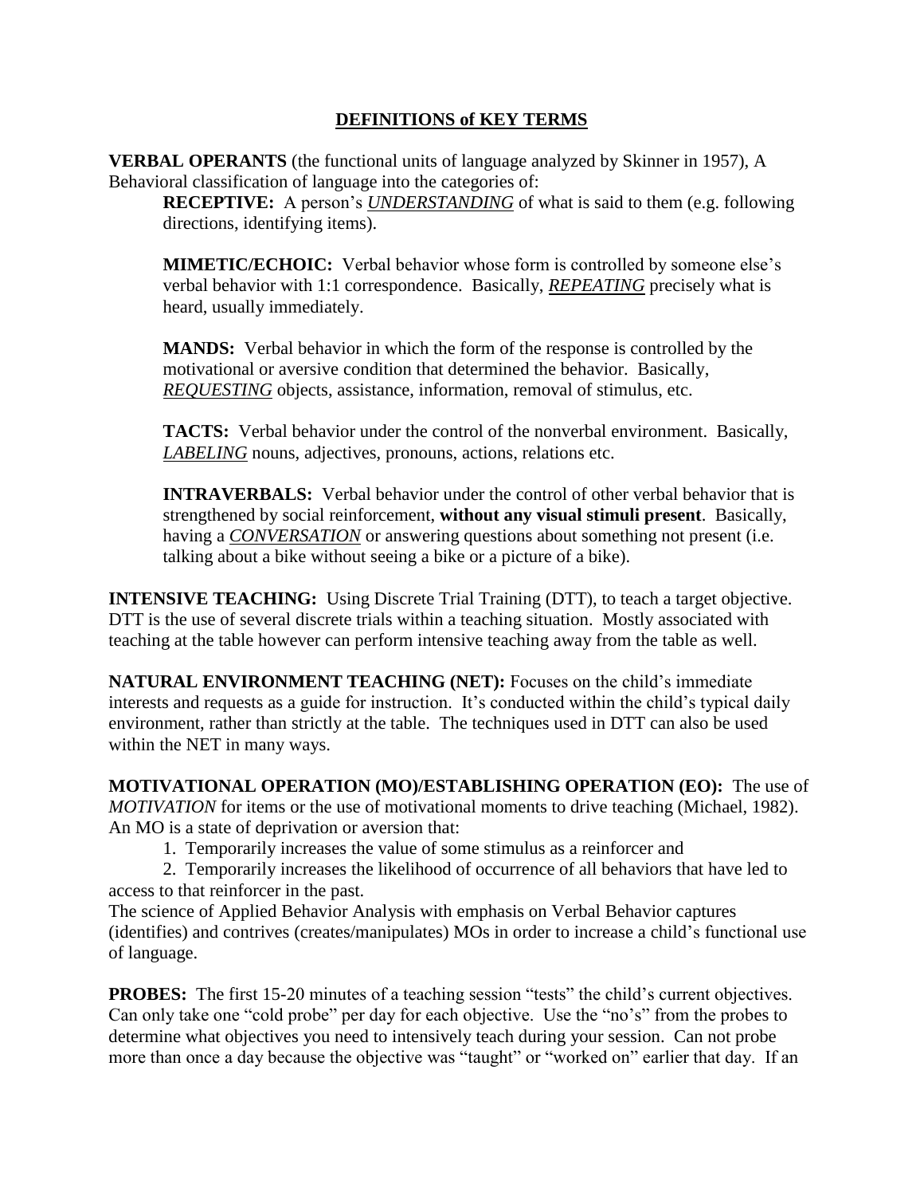## DEFINITIONS of KEY TERMS

**VERBAL OPERANTS** (the functional units of language analyzed by Skinner in 1957), A Behavioral classification of language into the categories of:

**RECEPTIVE:** A person's ***UNDERSTANDING*** of what is said to them (e.g. following directions, identifying items).

**MIMETIC/ECHOIC:** Verbal behavior whose form is controlled by someone else's verbal behavior with 1:1 correspondence. Basically, ***REPEATING*** precisely what is heard, usually immediately.

**MANDS:** Verbal behavior in which the form of the response is controlled by the motivational or aversive condition that determined the behavior. Basically, ***REQUESTING*** objects, assistance, information, removal of stimulus, etc.

**TACTS:** Verbal behavior under the control of the nonverbal environment. Basically, ***LABELING*** nouns, adjectives, pronouns, actions, relations etc.

**INTRAVERBALS:** Verbal behavior under the control of other verbal behavior that is strengthened by social reinforcement, **without any visual stimuli present**. Basically, having a ***CONVERSATION*** or answering questions about something not present (i.e. talking about a bike without seeing a bike or a picture of a bike).

**INTENSIVE TEACHING:** Using Discrete Trial Training (DTT), to teach a target objective. DTT is the use of several discrete trials within a teaching situation. Mostly associated with teaching at the table however can perform intensive teaching away from the table as well.

**NATURAL ENVIRONMENT TEACHING (NET):** Focuses on the child's immediate interests and requests as a guide for instruction. It's conducted within the child's typical daily environment, rather than strictly at the table. The techniques used in DTT can also be used within the NET in many ways.

**MOTIVATIONAL OPERATION (MO)/ESTABLISHING OPERATION (EO):** The use of *MOTIVATION* for items or the use of motivational moments to drive teaching (Michael, 1982). An MO is a state of deprivation or aversion that:

1. Temporarily increases the value of some stimulus as a reinforcer and
2. Temporarily increases the likelihood of occurrence of all behaviors that have led to access to that reinforcer in the past.

The science of Applied Behavior Analysis with emphasis on Verbal Behavior captures (identifies) and contrives (creates/manipulates) MOs in order to increase a child's functional use of language.

**PROBES:** The first 15-20 minutes of a teaching session "tests" the child's current objectives. Can only take one "cold probe" per day for each objective. Use the "no's" from the probes to determine what objectives you need to intensively teach during your session. Can not probe more than once a day because the objective was "taught" or "worked on" earlier that day. If an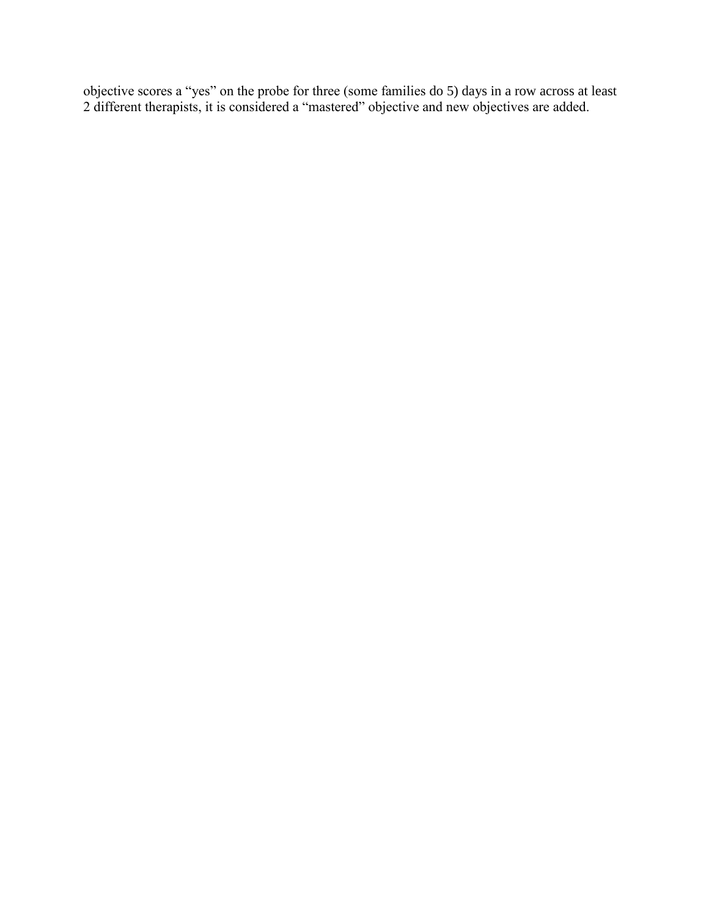objective scores a “yes” on the probe for three (some families do 5) days in a row across at least 2 different therapists, it is considered a “mastered” objective and new objectives are added.